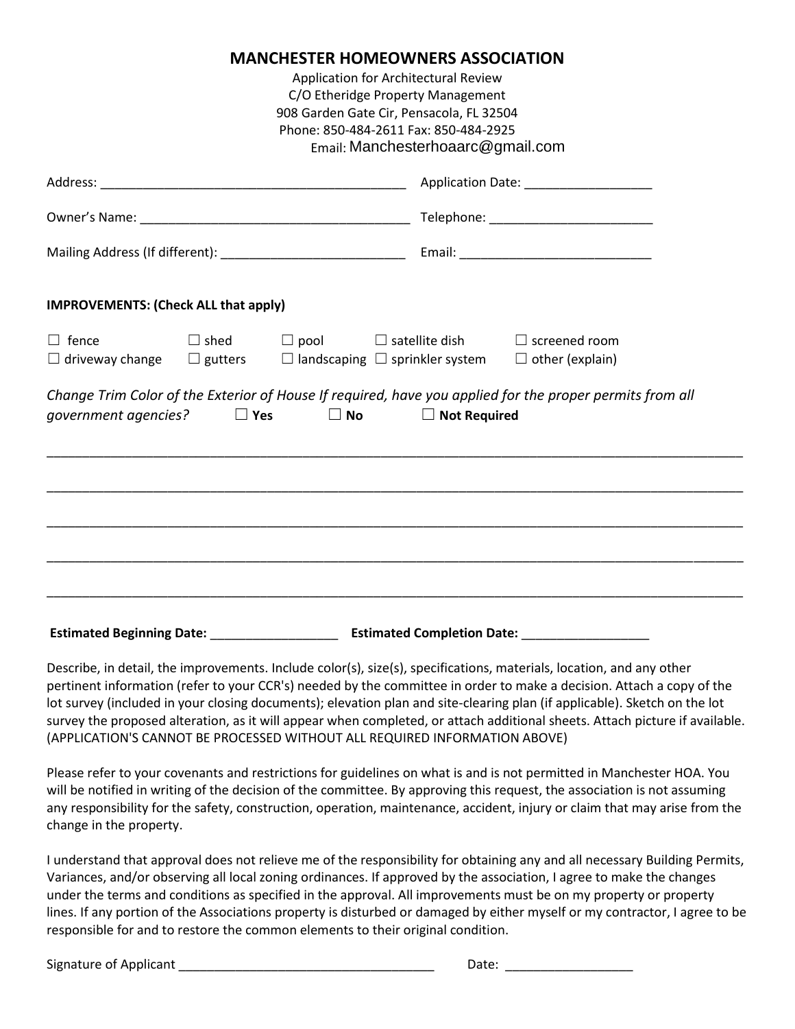# MANCHESTER HOMEOWNERS ASSOCIATION

Application for Architectural Review
C/O Etheridge Property Management
908 Garden Gate Cir, Pensacola, FL 32504
Phone: 850-484-2611 Fax: 850-484-2925
Email: Manchesterhoaarc@gmail.com

Address: ___________________________________________ Application Date: _________________

Owner's Name: ______________________________________ Telephone: ______________________

Mailing Address (If different): _________________________ Email: __________________________

**IMPROVEMENTS: (Check ALL that apply)**

☐ fence ☐ shed ☐ pool ☐ satellite dish ☐ screened room
☐ driveway change ☐ gutters ☐ landscaping ☐ sprinkler system ☐ other (explain)

*Change Trim Color of the Exterior of House If required, have you applied for the proper permits from all government agencies?* ☐ **Yes** ☐ **No** ☐ **Not Required**

_____________________________________________________________________________________

_____________________________________________________________________________________

_____________________________________________________________________________________

_____________________________________________________________________________________

_____________________________________________________________________________________

**Estimated Beginning Date:** __________________ **Estimated Completion Date:** __________________

Describe, in detail, the improvements. Include color(s), size(s), specifications, materials, location, and any other pertinent information (refer to your CCR's) needed by the committee in order to make a decision. Attach a copy of the lot survey (included in your closing documents); elevation plan and site-clearing plan (if applicable). Sketch on the lot survey the proposed alteration, as it will appear when completed, or attach additional sheets. Attach picture if available. (APPLICATION'S CANNOT BE PROCESSED WITHOUT ALL REQUIRED INFORMATION ABOVE)

Please refer to your covenants and restrictions for guidelines on what is and is not permitted in Manchester HOA. You will be notified in writing of the decision of the committee. By approving this request, the association is not assuming any responsibility for the safety, construction, operation, maintenance, accident, injury or claim that may arise from the change in the property.

I understand that approval does not relieve me of the responsibility for obtaining any and all necessary Building Permits, Variances, and/or observing all local zoning ordinances. If approved by the association, I agree to make the changes under the terms and conditions as specified in the approval. All improvements must be on my property or property lines. If any portion of the Associations property is disturbed or damaged by either myself or my contractor, I agree to be responsible for and to restore the common elements to their original condition.

Signature of Applicant ____________________________________ Date: __________________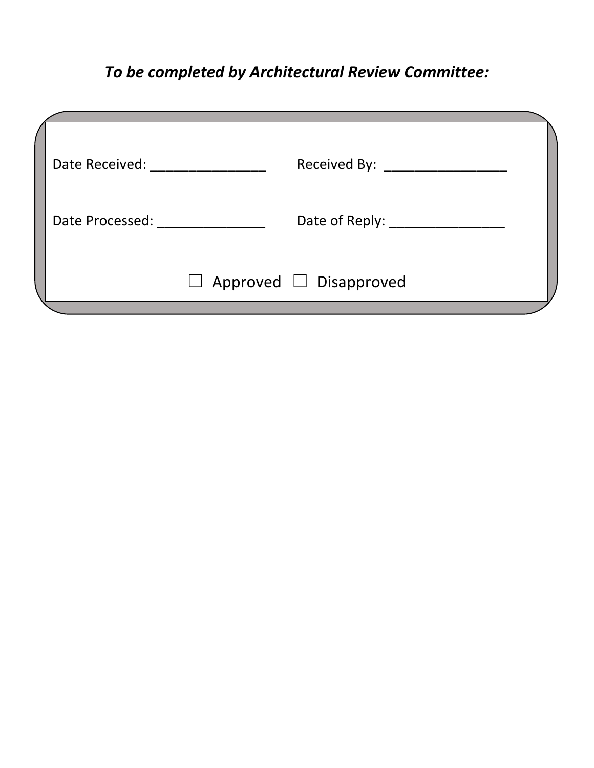***To be completed by Architectural Review Committee:***

Date Received: _______________ Received By: ________________

Date Processed: ______________ Date of Reply: _______________

☐ Approved ☐ Disapproved